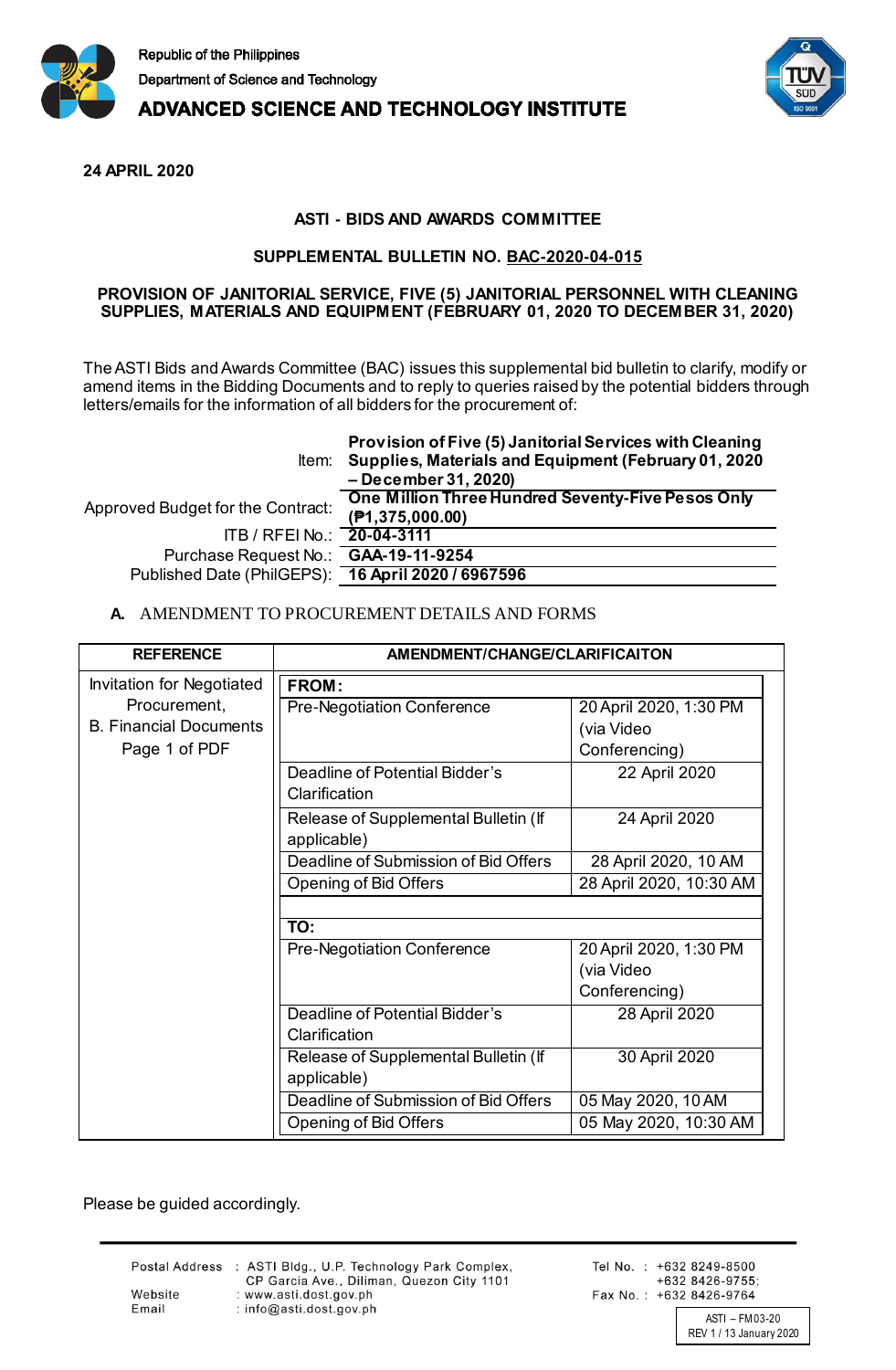Republic of the Philippines
Department of Science and Technology
**ADVANCED SCIENCE AND TECHNOLOGY INSTITUTE**

**24 APRIL 2020**

**ASTI - BIDS AND AWARDS COMMITTEE**

**SUPPLEMENTAL BULLETIN NO. BAC-2020-04-015**

**PROVISION OF JANITORIAL SERVICE, FIVE (5) JANITORIAL PERSONNEL WITH CLEANING SUPPLIES, MATERIALS AND EQUIPMENT (FEBRUARY 01, 2020 TO DECEMBER 31, 2020)**

The ASTI Bids and Awards Committee (BAC) issues this supplemental bid bulletin to clarify, modify or amend items in the Bidding Documents and to reply to queries raised by the potential bidders through letters/emails for the information of all bidders for the procurement of:

| | |
|---|---|
| Item: | **Provision of Five (5) Janitorial Services with Cleaning Supplies, Materials and Equipment (February 01, 2020 – December 31, 2020)** |
| Approved Budget for the Contract: | **One Million Three Hundred Seventy-Five Pesos Only (₱1,375,000.00)** |
| ITB / RFEI No.: | **20-04-3111** |
| Purchase Request No.: | **GAA-19-11-9254** |
| Published Date (PhilGEPS): | **16 April 2020 / 6967596** |

**A.** AMENDMENT TO PROCUREMENT DETAILS AND FORMS

| REFERENCE | AMENDMENT/CHANGE/CLARIFICAITON | |
|---|---|---|
| Invitation for Negotiated Procurement, B. Financial Documents Page 1 of PDF | **FROM:** | |
| | Pre-Negotiation Conference | 20 April 2020, 1:30 PM (via Video Conferencing) |
| | Deadline of Potential Bidder's Clarification | 22 April 2020 |
| | Release of Supplemental Bulletin (If applicable) | 24 April 2020 |
| | Deadline of Submission of Bid Offers | 28 April 2020, 10 AM |
| | Opening of Bid Offers | 28 April 2020, 10:30 AM |
| | **TO:** | |
| | Pre-Negotiation Conference | 20 April 2020, 1:30 PM (via Video Conferencing) |
| | Deadline of Potential Bidder's Clarification | 28 April 2020 |
| | Release of Supplemental Bulletin (If applicable) | 30 April 2020 |
| | Deadline of Submission of Bid Offers | 05 May 2020, 10 AM |
| | Opening of Bid Offers | 05 May 2020, 10:30 AM |

Please be guided accordingly.

Postal Address : ASTI Bldg., U.P. Technology Park Complex, CP Garcia Ave., Diliman, Quezon City 1101
Website : www.asti.dost.gov.ph
Email : info@asti.dost.gov.ph
Tel No. : +632 8249-8500 +632 8426-9755;
Fax No. : +632 8426-9764

ASTI – FM03-20
REV 1 / 13 January 2020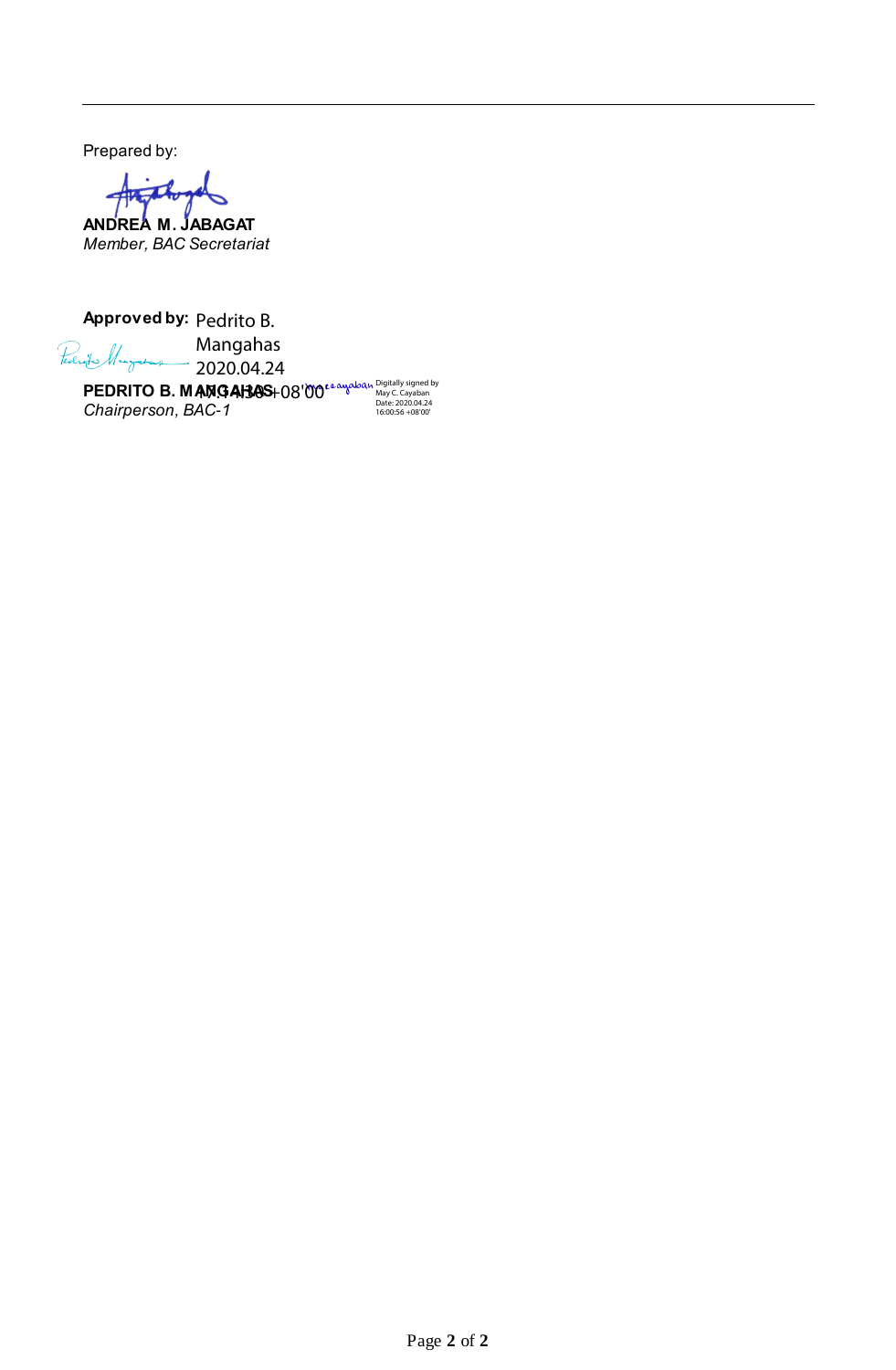---

Prepared by:

**ANDREA M. JABAGAT**
*Member, BAC Secretariat*

**Approved by:** Pedrito B. Mangahas 2020.04.24

**PEDRITO B. MANGAHAS** +08'00'
*Chairperson, BAC-1*

Digitally signed by May C. Cayaban
Date: 2020.04.24 16:00:56 +08'00'